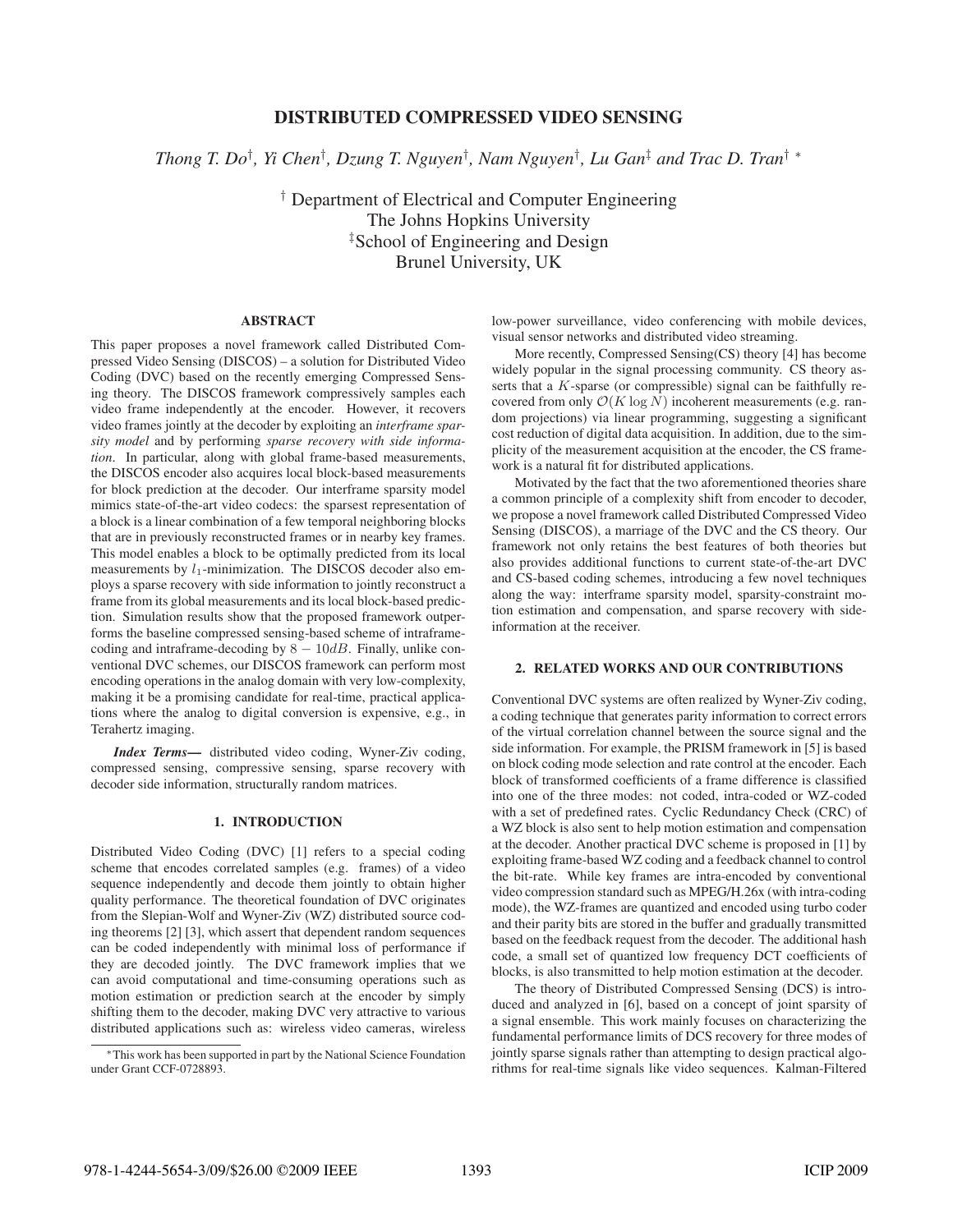# DISTRIBUTED COMPRESSED VIDEO SENSING

*Thong T. Do[†], Yi Chen[†], Dzung T. Nguyen[†], Nam Nguyen[†], Lu Gan[‡] and Trac D. Tran[†] \**

[†] Department of Electrical and Computer Engineering
The Johns Hopkins University
[‡]School of Engineering and Design
Brunel University, UK

## ABSTRACT

This paper proposes a novel framework called Distributed Compressed Video Sensing (DISCOS) – a solution for Distributed Video Coding (DVC) based on the recently emerging Compressed Sensing theory. The DISCOS framework compressively samples each video frame independently at the encoder. However, it recovers video frames jointly at the decoder by exploiting an *interframe sparsity model* and by performing *sparse recovery with side information*. In particular, along with global frame-based measurements, the DISCOS encoder also acquires local block-based measurements for block prediction at the decoder. Our interframe sparsity model mimics state-of-the-art video codecs: the sparsest representation of a block is a linear combination of a few temporal neighboring blocks that are in previously reconstructed frames or in nearby key frames. This model enables a block to be optimally predicted from its local measurements by $l_1$-minimization. The DISCOS decoder also employs a sparse recovery with side information to jointly reconstruct a frame from its global measurements and its local block-based prediction. Simulation results show that the proposed framework outperforms the baseline compressed sensing-based scheme of intraframe-coding and intraframe-decoding by $8-10dB$. Finally, unlike conventional DVC schemes, our DISCOS framework can perform most encoding operations in the analog domain with very low-complexity, making it be a promising candidate for real-time, practical applications where the analog to digital conversion is expensive, e.g., in Terahertz imaging.

***Index Terms*—** distributed video coding, Wyner-Ziv coding, compressed sensing, compressive sensing, sparse recovery with decoder side information, structurally random matrices.

## 1. INTRODUCTION

Distributed Video Coding (DVC) [1] refers to a special coding scheme that encodes correlated samples (e.g. frames) of a video sequence independently and decode them jointly to obtain higher quality performance. The theoretical foundation of DVC originates from the Slepian-Wolf and Wyner-Ziv (WZ) distributed source coding theorems [2] [3], which assert that dependent random sequences can be coded independently with minimal loss of performance if they are decoded jointly. The DVC framework implies that we can avoid computational and time-consuming operations such as motion estimation or prediction search at the encoder by simply shifting them to the decoder, making DVC very attractive to various distributed applications such as: wireless video cameras, wireless low-power surveillance, video conferencing with mobile devices, visual sensor networks and distributed video streaming.

More recently, Compressed Sensing(CS) theory [4] has become widely popular in the signal processing community. CS theory asserts that a $K$-sparse (or compressible) signal can be faithfully recovered from only $\mathcal{O}(K \log N)$ incoherent measurements (e.g. random projections) via linear programming, suggesting a significant cost reduction of digital data acquisition. In addition, due to the simplicity of the measurement acquisition at the encoder, the CS framework is a natural fit for distributed applications.

Motivated by the fact that the two aforementioned theories share a common principle of a complexity shift from encoder to decoder, we propose a novel framework called Distributed Compressed Video Sensing (DISCOS), a marriage of the DVC and the CS theory. Our framework not only retains the best features of both theories but also provides additional functions to current state-of-the-art DVC and CS-based coding schemes, introducing a few novel techniques along the way: interframe sparsity model, sparsity-constraint motion estimation and compensation, and sparse recovery with side-information at the receiver.

## 2. RELATED WORKS AND OUR CONTRIBUTIONS

Conventional DVC systems are often realized by Wyner-Ziv coding, a coding technique that generates parity information to correct errors of the virtual correlation channel between the source signal and the side information. For example, the PRISM framework in [5] is based on block coding mode selection and rate control at the encoder. Each block of transformed coefficients of a frame difference is classified into one of the three modes: not coded, intra-coded or WZ-coded with a set of predefined rates. Cyclic Redundancy Check (CRC) of a WZ block is also sent to help motion estimation and compensation at the decoder. Another practical DVC scheme is proposed in [1] by exploiting frame-based WZ coding and a feedback channel to control the bit-rate. While key frames are intra-encoded by conventional video compression standard such as MPEG/H.26x (with intra-coding mode), the WZ-frames are quantized and encoded using turbo coder and their parity bits are stored in the buffer and gradually transmitted based on the feedback request from the decoder. The additional hash code, a small set of quantized low frequency DCT coefficients of blocks, is also transmitted to help motion estimation at the decoder.

The theory of Distributed Compressed Sensing (DCS) is introduced and analyzed in [6], based on a concept of joint sparsity of a signal ensemble. This work mainly focuses on characterizing the fundamental performance limits of DCS recovery for three modes of jointly sparse signals rather than attempting to design practical algorithms for real-time signals like video sequences. Kalman-Filtered

\*This work has been supported in part by the National Science Foundation under Grant CCF-0728893.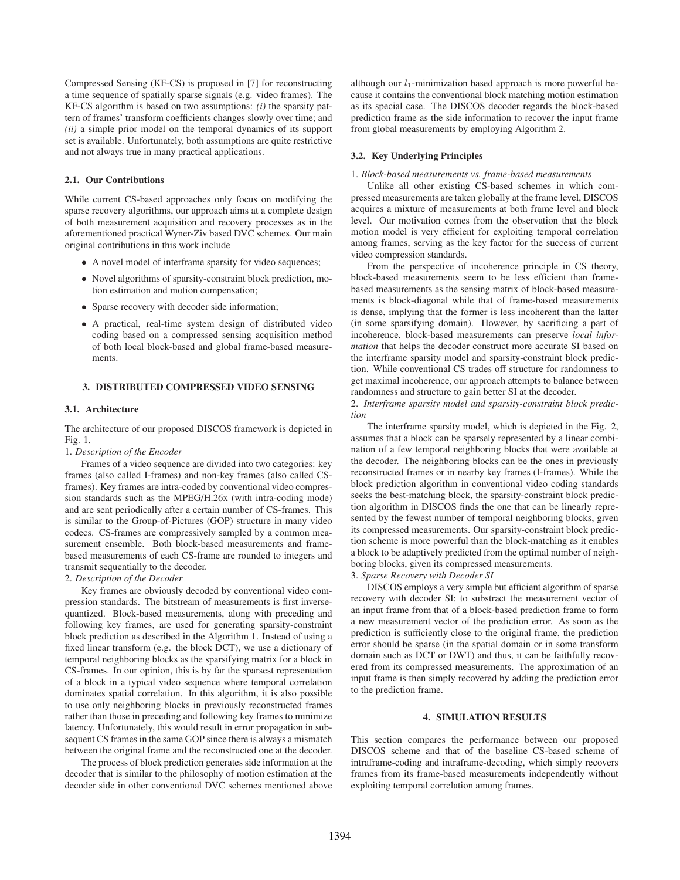Compressed Sensing (KF-CS) is proposed in [7] for reconstructing a time sequence of spatially sparse signals (e.g. video frames). The KF-CS algorithm is based on two assumptions: *(i)* the sparsity pattern of frames' transform coefficients changes slowly over time; and *(ii)* a simple prior model on the temporal dynamics of its support set is available. Unfortunately, both assumptions are quite restrictive and not always true in many practical applications.

### 2.1. Our Contributions

While current CS-based approaches only focus on modifying the sparse recovery algorithms, our approach aims at a complete design of both measurement acquisition and recovery processes as in the aforementioned practical Wyner-Ziv based DVC schemes. Our main original contributions in this work include

- A novel model of interframe sparsity for video sequences;
- Novel algorithms of sparsity-constraint block prediction, motion estimation and motion compensation;
- Sparse recovery with decoder side information;
- A practical, real-time system design of distributed video coding based on a compressed sensing acquisition method of both local block-based and global frame-based measurements.

## 3. DISTRIBUTED COMPRESSED VIDEO SENSING

### 3.1. Architecture

The architecture of our proposed DISCOS framework is depicted in Fig. 1.

1. *Description of the Encoder*

Frames of a video sequence are divided into two categories: key frames (also called I-frames) and non-key frames (also called CS-frames). Key frames are intra-coded by conventional video compression standards such as the MPEG/H.26x (with intra-coding mode) and are sent periodically after a certain number of CS-frames. This is similar to the Group-of-Pictures (GOP) structure in many video codecs. CS-frames are compressively sampled by a common measurement ensemble. Both block-based measurements and frame-based measurements of each CS-frame are rounded to integers and transmit sequentially to the decoder.

2. *Description of the Decoder*

Key frames are obviously decoded by conventional video compression standards. The bitstream of measurements is first inverse-quantized. Block-based measurements, along with preceding and following key frames, are used for generating sparsity-constraint block prediction as described in the Algorithm 1. Instead of using a fixed linear transform (e.g. the block DCT), we use a dictionary of temporal neighboring blocks as the sparsifying matrix for a block in CS-frames. In our opinion, this is by far the sparsest representation of a block in a typical video sequence where temporal correlation dominates spatial correlation. In this algorithm, it is also possible to use only neighboring blocks in previously reconstructed frames rather than those in preceding and following key frames to minimize latency. Unfortunately, this would result in error propagation in subsequent CS frames in the same GOP since there is always a mismatch between the original frame and the reconstructed one at the decoder.

The process of block prediction generates side information at the decoder that is similar to the philosophy of motion estimation at the decoder side in other conventional DVC schemes mentioned above although our $l_1$-minimization based approach is more powerful because it contains the conventional block matching motion estimation as its special case. The DISCOS decoder regards the block-based prediction frame as the side information to recover the input frame from global measurements by employing Algorithm 2.

### 3.2. Key Underlying Principles

1. *Block-based measurements vs. frame-based measurements*

Unlike all other existing CS-based schemes in which compressed measurements are taken globally at the frame level, DISCOS acquires a mixture of measurements at both frame level and block level. Our motivation comes from the observation that the block motion model is very efficient for exploiting temporal correlation among frames, serving as the key factor for the success of current video compression standards.

From the perspective of incoherence principle in CS theory, block-based measurements seem to be less efficient than frame-based measurements as the sensing matrix of block-based measurements is block-diagonal while that of frame-based measurements is dense, implying that the former is less incoherent than the latter (in some sparsifying domain). However, by sacrificing a part of incoherence, block-based measurements can preserve *local information* that helps the decoder construct more accurate SI based on the interframe sparsity model and sparsity-constraint block prediction. While conventional CS trades off structure for randomness to get maximal incoherence, our approach attempts to balance between randomness and structure to gain better SI at the decoder.

2. *Interframe sparsity model and sparsity-constraint block prediction*

The interframe sparsity model, which is depicted in the Fig. 2, assumes that a block can be sparsely represented by a linear combination of a few temporal neighboring blocks that were available at the decoder. The neighboring blocks can be the ones in previously reconstructed frames or in nearby key frames (I-frames). While the block prediction algorithm in conventional video coding standards seeks the best-matching block, the sparsity-constraint block prediction algorithm in DISCOS finds the one that can be linearly represented by the fewest number of temporal neighboring blocks, given its compressed measurements. Our sparsity-constraint block prediction scheme is more powerful than the block-matching as it enables a block to be adaptively predicted from the optimal number of neighboring blocks, given its compressed measurements.

3. *Sparse Recovery with Decoder SI*

DISCOS employs a very simple but efficient algorithm of sparse recovery with decoder SI: to substract the measurement vector of an input frame from that of a block-based prediction frame to form a new measurement vector of the prediction error. As soon as the prediction is sufficiently close to the original frame, the prediction error should be sparse (in the spatial domain or in some transform domain such as DCT or DWT) and thus, it can be faithfully recovered from its compressed measurements. The approximation of an input frame is then simply recovered by adding the prediction error to the prediction frame.

## 4. SIMULATION RESULTS

This section compares the performance between our proposed DISCOS scheme and that of the baseline CS-based scheme of intraframe-coding and intraframe-decoding, which simply recovers frames from its frame-based measurements independently without exploiting temporal correlation among frames.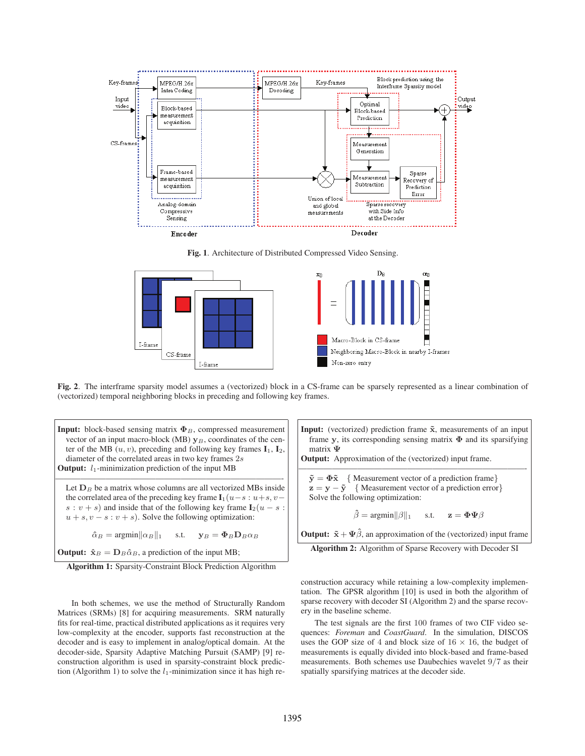**Fig. 1**. Architecture of Distributed Compressed Video Sensing.

**Fig. 2**. The interframe sparsity model assumes a (vectorized) block in a CS-frame can be sparsely represented as a linear combination of (vectorized) temporal neighboring blocks in preceding and following key frames.

---

**Input:** block-based sensing matrix $\mathbf{\Phi}_B$, compressed measurement vector of an input macro-block (MB) $\mathbf{y}_B$, coordinates of the center of the MB $(u, v)$, preceding and following key frames $\mathbf{I}_1$, $\mathbf{I}_2$, diameter of the correlated areas in two key frames $2s$

**Output:** $l_1$-minimization prediction of the input MB

Let $\mathbf{D}_B$ be a matrix whose columns are all vectorized MBs inside the correlated area of the preceding key frame $\mathbf{I}_1(u-s : u+s, v-s : v+s)$ and inside that of the following key frame $\mathbf{I}_2(u-s : u+s, v-s : v+s)$. Solve the following optimization:

$$\hat{\alpha}_B = \text{argmin}\|\alpha_B\|_1 \quad \text{s.t.} \quad \mathbf{y}_B = \mathbf{\Phi}_B \mathbf{D}_B \alpha_B$$

**Output:** $\hat{\mathbf{x}}_B = \mathbf{D}_B \hat{\alpha}_B$, a prediction of the input MB;

**Algorithm 1:** Sparsity-Constraint Block Prediction Algorithm

---

**Input:** (vectorized) prediction frame $\tilde{\mathbf{x}}$, measurements of an input frame $\mathbf{y}$, its corresponding sensing matrix $\mathbf{\Phi}$ and its sparsifying matrix $\mathbf{\Psi}$

**Output:** Approximation of the (vectorized) input frame.

$\tilde{\mathbf{y}} = \mathbf{\Phi}\tilde{\mathbf{x}}$ { Measurement vector of a prediction frame}
$\mathbf{z} = \mathbf{y} - \tilde{\mathbf{y}}$ { Measurement vector of a prediction error}
Solve the following optimization:

$$\hat{\beta} = \text{argmin}\|\beta\|_1 \quad \text{s.t.} \quad \mathbf{z} = \mathbf{\Phi}\mathbf{\Psi}\beta$$

**Output:** $\tilde{\mathbf{x}} + \mathbf{\Psi}\hat{\beta}$, an approximation of the (vectorized) input frame

**Algorithm 2:** Algorithm of Sparse Recovery with Decoder SI

---

In both schemes, we use the method of Structurally Random Matrices (SRMs) [8] for acquiring measurements. SRM naturally fits for real-time, practical distributed applications as it requires very low-complexity at the encoder, supports fast reconstruction at the decoder and is easy to implement in analog/optical domain. At the decoder-side, Sparsity Adaptive Matching Pursuit (SAMP) [9] reconstruction algorithm is used in sparsity-constraint block prediction (Algorithm 1) to solve the $l_1$-minimization since it has high reconstruction accuracy while retaining a low-complexity implementation. The GPSR algorithm [10] is used in both the algorithm of sparse recovery with decoder SI (Algorithm 2) and the sparse recovery in the baseline scheme.

The test signals are the first 100 frames of two CIF video sequences: *Foreman* and *CoastGuard*. In the simulation, DISCOS uses the GOP size of 4 and block size of $16 \times 16$, the budget of measurements is equally divided into block-based and frame-based measurements. Both schemes use Daubechies wavelet $9/7$ as their spatially sparsifying matrices at the decoder side.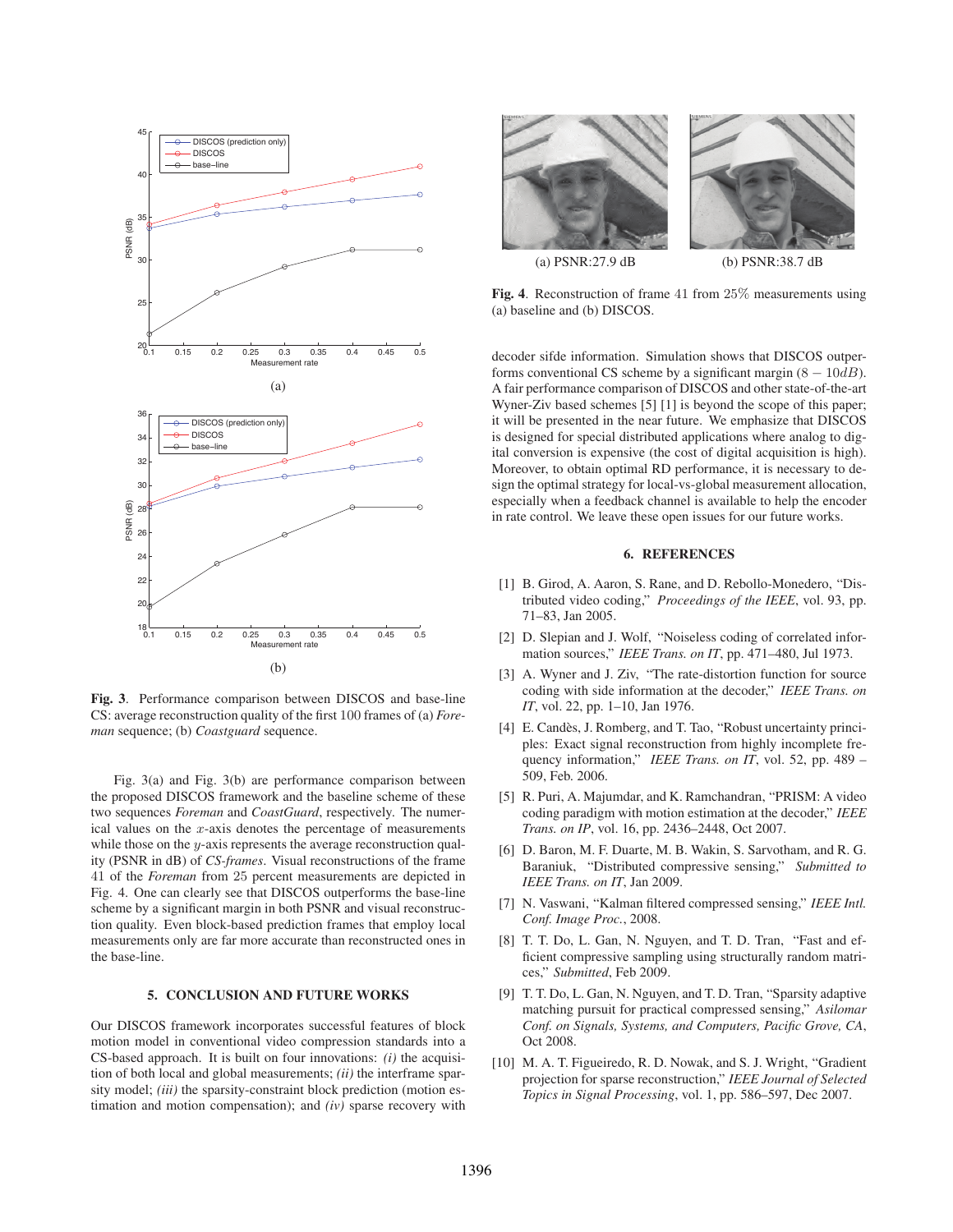45

40

35

30

25

20

0.1 0.15 0.2 0.25 0.3 0.35 0.4 0.45 0.5

Measurement rate

PSNR (dB)

DISCOS (prediction only)
DISCOS
base–line

(a)

36

34

32

30

28

26

24

22

20

18

0.1 0.15 0.2 0.25 0.3 0.35 0.4 0.45 0.5

Measurement rate

PSNR (dB)

DISCOS (prediction only)
DISCOS
base–line

(b)

**Fig. 3**. Performance comparison between DISCOS and base-line CS: average reconstruction quality of the first 100 frames of (a) *Foreman* sequence; (b) *Coastguard* sequence.

Fig. 3(a) and Fig. 3(b) are performance comparison between the proposed DISCOS framework and the baseline scheme of these two sequences *Foreman* and *CoastGuard*, respectively. The numerical values on the $x$-axis denotes the percentage of measurements while those on the $y$-axis represents the average reconstruction quality (PSNR in dB) of *CS-frames*. Visual reconstructions of the frame 41 of the *Foreman* from 25 percent measurements are depicted in Fig. 4. One can clearly see that DISCOS outperforms the base-line scheme by a significant margin in both PSNR and visual reconstruction quality. Even block-based prediction frames that employ local measurements only are far more accurate than reconstructed ones in the base-line.

## 5. CONCLUSION AND FUTURE WORKS

Our DISCOS framework incorporates successful features of block motion model in conventional video compression standards into a CS-based approach. It is built on four innovations: *(i)* the acquisition of both local and global measurements; *(ii)* the interframe sparsity model; *(iii)* the sparsity-constraint block prediction (motion estimation and motion compensation); and *(iv)* sparse recovery with decoder sifde information. Simulation shows that DISCOS outperforms conventional CS scheme by a significant margin $(8 - 10dB)$. A fair performance comparison of DISCOS and other state-of-the-art Wyner-Ziv based schemes [5] [1] is beyond the scope of this paper; it will be presented in the near future. We emphasize that DISCOS is designed for special distributed applications where analog to digital conversion is expensive (the cost of digital acquisition is high). Moreover, to obtain optimal RD performance, it is necessary to design the optimal strategy for local-vs-global measurement allocation, especially when a feedback channel is available to help the encoder in rate control. We leave these open issues for our future works.

(a) PSNR:27.9 dB

(b) PSNR:38.7 dB

**Fig. 4**. Reconstruction of frame 41 from 25% measurements using (a) baseline and (b) DISCOS.

## 6. REFERENCES

[1] B. Girod, A. Aaron, S. Rane, and D. Rebollo-Monedero, "Distributed video coding," *Proceedings of the IEEE*, vol. 93, pp. 71–83, Jan 2005.

[2] D. Slepian and J. Wolf, "Noiseless coding of correlated information sources," *IEEE Trans. on IT*, pp. 471–480, Jul 1973.

[3] A. Wyner and J. Ziv, "The rate-distortion function for source coding with side information at the decoder," *IEEE Trans. on IT*, vol. 22, pp. 1–10, Jan 1976.

[4] E. Candès, J. Romberg, and T. Tao, "Robust uncertainty principles: Exact signal reconstruction from highly incomplete frequency information," *IEEE Trans. on IT*, vol. 52, pp. 489 – 509, Feb. 2006.

[5] R. Puri, A. Majumdar, and K. Ramchandran, "PRISM: A video coding paradigm with motion estimation at the decoder," *IEEE Trans. on IP*, vol. 16, pp. 2436–2448, Oct 2007.

[6] D. Baron, M. F. Duarte, M. B. Wakin, S. Sarvotham, and R. G. Baraniuk, "Distributed compressive sensing," *Submitted to IEEE Trans. on IT*, Jan 2009.

[7] N. Vaswani, "Kalman filtered compressed sensing," *IEEE Intl. Conf. Image Proc.*, 2008.

[8] T. T. Do, L. Gan, N. Nguyen, and T. D. Tran, "Fast and efficient compressive sampling using structurally random matrices," *Submitted*, Feb 2009.

[9] T. T. Do, L. Gan, N. Nguyen, and T. D. Tran, "Sparsity adaptive matching pursuit for practical compressed sensing," *Asilomar Conf. on Signals, Systems, and Computers, Pacific Grove, CA*, Oct 2008.

[10] M. A. T. Figueiredo, R. D. Nowak, and S. J. Wright, "Gradient projection for sparse reconstruction," *IEEE Journal of Selected Topics in Signal Processing*, vol. 1, pp. 586–597, Dec 2007.